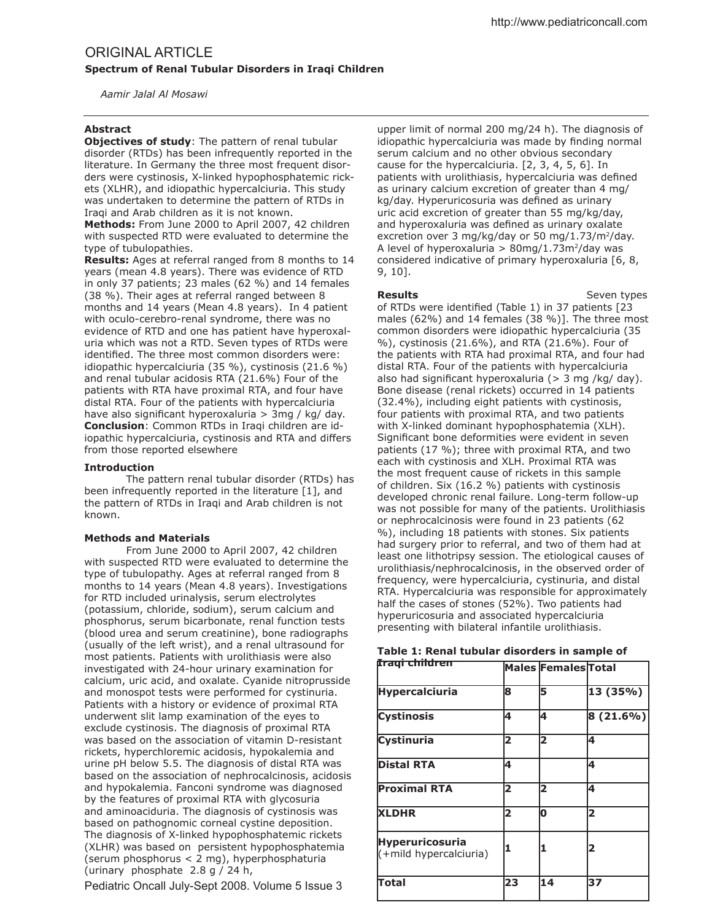# ORIGINAL ARTICLE

## Spectrum of Renal Tubular Disorders in Iraqi Children

*Aamir Jalal Al Mosawi*

### Abstract

**Objectives of study**: The pattern of renal tubular disorder (RTDs) has been infrequently reported in the literature. In Germany the three most frequent disorders were cystinosis, X-linked hypophosphatemic rickets (XLHR), and idiopathic hypercalciuria. This study was undertaken to determine the pattern of RTDs in Iraqi and Arab children as it is not known.

**Methods:** From June 2000 to April 2007, 42 children with suspected RTD were evaluated to determine the type of tubulopathies.

**Results:** Ages at referral ranged from 8 months to 14 years (mean 4.8 years). There was evidence of RTD in only 37 patients; 23 males (62 %) and 14 females (38 %). Their ages at referral ranged between 8 months and 14 years (Mean 4.8 years). In 4 patient with oculo-cerebro-renal syndrome, there was no evidence of RTD and one has patient have hyperoxaluria which was not a RTD. Seven types of RTDs were identified. The three most common disorders were: idiopathic hypercalciuria (35 %), cystinosis (21.6 %) and renal tubular acidosis RTA (21.6%) Four of the patients with RTA have proximal RTA, and four have distal RTA. Four of the patients with hypercalciuria have also significant hyperoxaluria > 3mg / kg/ day.

**Conclusion**: Common RTDs in Iraqi children are idiopathic hypercalciuria, cystinosis and RTA and differs from those reported elsewhere

### Introduction

The pattern renal tubular disorder (RTDs) has been infrequently reported in the literature [1], and the pattern of RTDs in Iraqi and Arab children is not known.

### Methods and Materials

From June 2000 to April 2007, 42 children with suspected RTD were evaluated to determine the type of tubulopathy. Ages at referral ranged from 8 months to 14 years (Mean 4.8 years). Investigations for RTD included urinalysis, serum electrolytes (potassium, chloride, sodium), serum calcium and phosphorus, serum bicarbonate, renal function tests (blood urea and serum creatinine), bone radiographs (usually of the left wrist), and a renal ultrasound for most patients. Patients with urolithiasis were also investigated with 24-hour urinary examination for calcium, uric acid, and oxalate. Cyanide nitroprusside and monospot tests were performed for cystinuria. Patients with a history or evidence of proximal RTA underwent slit lamp examination of the eyes to exclude cystinosis. The diagnosis of proximal RTA was based on the association of vitamin D-resistant rickets, hyperchloremic acidosis, hypokalemia and urine pH below 5.5. The diagnosis of distal RTA was based on the association of nephrocalcinosis, acidosis and hypokalemia. Fanconi syndrome was diagnosed by the features of proximal RTA with glycosuria and aminoaciduria. The diagnosis of cystinosis was based on pathognomic corneal cystine deposition. The diagnosis of X-linked hypophosphatemic rickets (XLHR) was based on persistent hypophosphatemia (serum phosphorus < 2 mg), hyperphosphaturia (urinary phosphate 2.8 g / 24 h, upper limit of normal 200 mg/24 h). The diagnosis of idiopathic hypercalciuria was made by finding normal serum calcium and no other obvious secondary cause for the hypercalciuria. [2, 3, 4, 5, 6]. In patients with urolithiasis, hypercalciuria was defined as urinary calcium excretion of greater than 4 mg/kg/day. Hyperuricosuria was defined as urinary uric acid excretion of greater than 55 mg/kg/day, and hyperoxaluria was defined as urinary oxalate excretion over 3 mg/kg/day or 50 mg/1.73/m$^2$/day. A level of hyperoxaluria > 80mg/1.73m$^2$/day was considered indicative of primary hyperoxaluria [6, 8, 9, 10].

### Results

Seven types of RTDs were identified (Table 1) in 37 patients [23 males (62%) and 14 females (38 %)]. The three most common disorders were idiopathic hypercalciuria (35 %), cystinosis (21.6%), and RTA (21.6%). Four of the patients with RTA had proximal RTA, and four had distal RTA. Four of the patients with hypercalciuria also had significant hyperoxaluria (> 3 mg /kg/ day). Bone disease (renal rickets) occurred in 14 patients (32.4%), including eight patients with cystinosis, four patients with proximal RTA, and two patients with X-linked dominant hypophosphatemia (XLH). Significant bone deformities were evident in seven patients (17 %); three with proximal RTA, and two each with cystinosis and XLH. Proximal RTA was the most frequent cause of rickets in this sample of children. Six (16.2 %) patients with cystinosis developed chronic renal failure. Long-term follow-up was not possible for many of the patients. Urolithiasis or nephrocalcinosis were found in 23 patients (62 %), including 18 patients with stones. Six patients had surgery prior to referral, and two of them had at least one lithotripsy session. The etiological causes of urolithiasis/nephrocalcinosis, in the observed order of frequency, were hypercalciuria, cystinuria, and distal RTA. Hypercalciuria was responsible for approximately half the cases of stones (52%). Two patients had hyperuricosuria and associated hypercalciuria presenting with bilateral infantile urolithiasis.

**Table 1: Renal tubular disorders in sample of Iraqi children**

| | Males | Females | Total |
|---|---|---|---|
| **Hypercalciuria** | 8 | 5 | 13 (35%) |
| **Cystinosis** | 4 | 4 | 8 (21.6%) |
| **Cystinuria** | 2 | 2 | 4 |
| **Distal RTA** | 4 | | 4 |
| **Proximal RTA** | 2 | 2 | 4 |
| **XLDHR** | 2 | 0 | 2 |
| **Hyperuricosuria** (+mild hypercalciuria) | 1 | 1 | 2 |
| **Total** | 23 | 14 | 37 |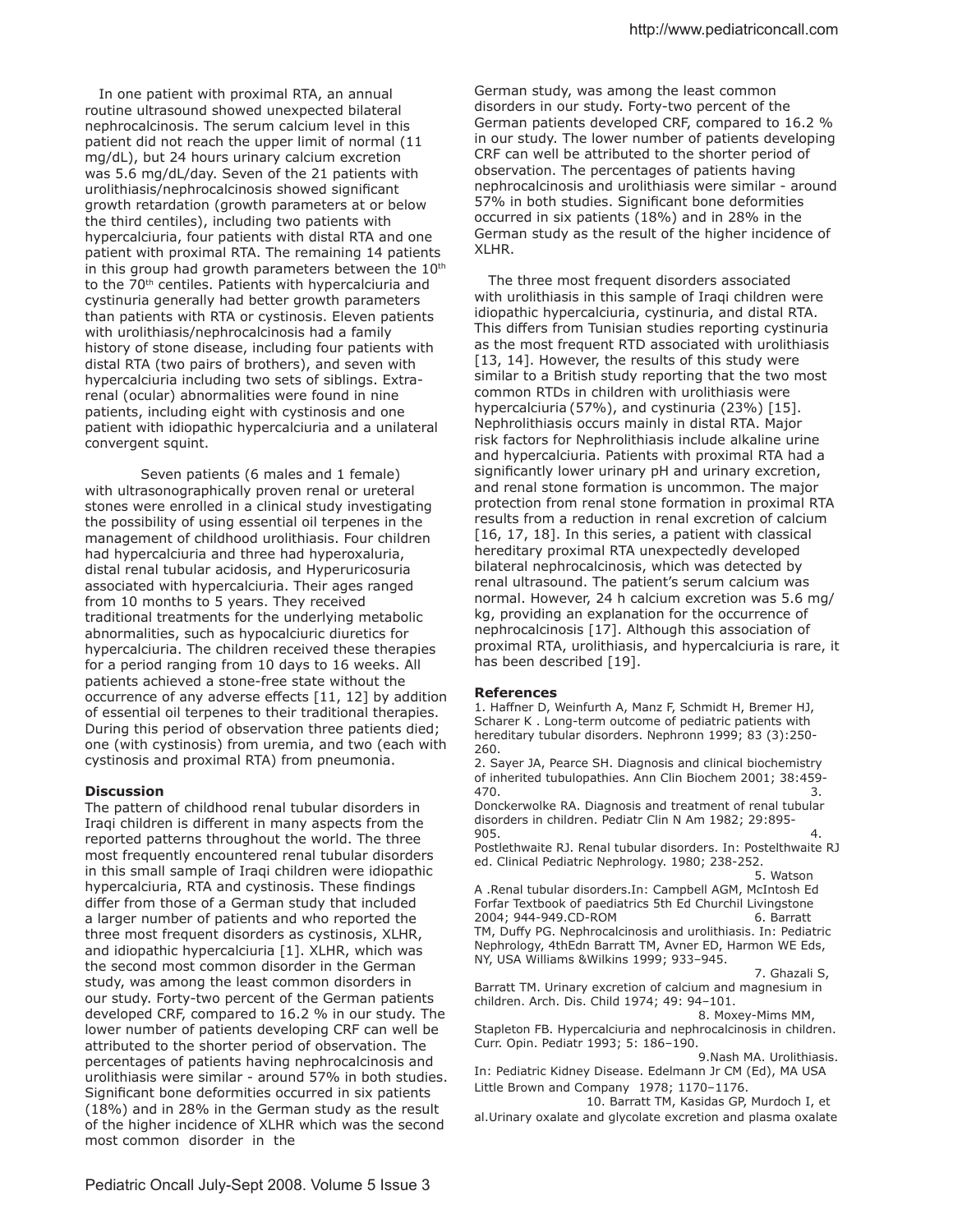In one patient with proximal RTA, an annual routine ultrasound showed unexpected bilateral nephrocalcinosis. The serum calcium level in this patient did not reach the upper limit of normal (11 mg/dL), but 24 hours urinary calcium excretion was 5.6 mg/dL/day. Seven of the 21 patients with urolithiasis/nephrocalcinosis showed significant growth retardation (growth parameters at or below the third centiles), including two patients with hypercalciuria, four patients with distal RTA and one patient with proximal RTA. The remaining 14 patients in this group had growth parameters between the 10$^{th}$ to the 70$^{th}$ centiles. Patients with hypercalciuria and cystinuria generally had better growth parameters than patients with RTA or cystinosis. Eleven patients with urolithiasis/nephrocalcinosis had a family history of stone disease, including four patients with distal RTA (two pairs of brothers), and seven with hypercalciuria including two sets of siblings. Extra-renal (ocular) abnormalities were found in nine patients, including eight with cystinosis and one patient with idiopathic hypercalciuria and a unilateral convergent squint.

Seven patients (6 males and 1 female) with ultrasonographically proven renal or ureteral stones were enrolled in a clinical study investigating the possibility of using essential oil terpenes in the management of childhood urolithiasis. Four children had hypercalciuria and three had hyperoxaluria, distal renal tubular acidosis, and Hyperuricosuria associated with hypercalciuria. Their ages ranged from 10 months to 5 years. They received traditional treatments for the underlying metabolic abnormalities, such as hypocalciuric diuretics for hypercalciuria. The children received these therapies for a period ranging from 10 days to 16 weeks. All patients achieved a stone-free state without the occurrence of any adverse effects [11, 12] by addition of essential oil terpenes to their traditional therapies. During this period of observation three patients died; one (with cystinosis) from uremia, and two (each with cystinosis and proximal RTA) from pneumonia.

**Discussion**

The pattern of childhood renal tubular disorders in Iraqi children is different in many aspects from the reported patterns throughout the world. The three most frequently encountered renal tubular disorders in this small sample of Iraqi children were idiopathic hypercalciuria, RTA and cystinosis. These findings differ from those of a German study that included a larger number of patients and who reported the three most frequent disorders as cystinosis, XLHR, and idiopathic hypercalciuria [1]. XLHR, which was the second most common disorder in the German study, was among the least common disorders in our study. Forty-two percent of the German patients developed CRF, compared to 16.2 % in our study. The lower number of patients developing CRF can well be attributed to the shorter period of observation. The percentages of patients having nephrocalcinosis and urolithiasis were similar - around 57% in both studies. Significant bone deformities occurred in six patients (18%) and in 28% in the German study as the result of the higher incidence of XLHR which was the second most common disorder in the German study, was among the least common disorders in our study. Forty-two percent of the German patients developed CRF, compared to 16.2 % in our study. The lower number of patients developing CRF can well be attributed to the shorter period of observation. The percentages of patients having nephrocalcinosis and urolithiasis were similar - around 57% in both studies. Significant bone deformities occurred in six patients (18%) and in 28% in the German study as the result of the higher incidence of XLHR.

The three most frequent disorders associated with urolithiasis in this sample of Iraqi children were idiopathic hypercalciuria, cystinuria, and distal RTA. This differs from Tunisian studies reporting cystinuria as the most frequent RTD associated with urolithiasis [13, 14]. However, the results of this study were similar to a British study reporting that the two most common RTDs in children with urolithiasis were hypercalciuria (57%), and cystinuria (23%) [15]. Nephrolithiasis occurs mainly in distal RTA. Major risk factors for Nephrolithiasis include alkaline urine and hypercalciuria. Patients with proximal RTA had a significantly lower urinary pH and urinary excretion, and renal stone formation is uncommon. The major protection from renal stone formation in proximal RTA results from a reduction in renal excretion of calcium [16, 17, 18]. In this series, a patient with classical hereditary proximal RTA unexpectedly developed bilateral nephrocalcinosis, which was detected by renal ultrasound. The patient's serum calcium was normal. However, 24 h calcium excretion was 5.6 mg/kg, providing an explanation for the occurrence of nephrocalcinosis [17]. Although this association of proximal RTA, urolithiasis, and hypercalciuria is rare, it has been described [19].

**References**

1. Haffner D, Weinfurth A, Manz F, Schmidt H, Bremer HJ, Scharer K . Long-term outcome of pediatric patients with hereditary tubular disorders. Nephronn 1999; 83 (3):250-260.
2. Sayer JA, Pearce SH. Diagnosis and clinical biochemistry of inherited tubulopathies. Ann Clin Biochem 2001; 38:459-470.
3. Donckerwolke RA. Diagnosis and treatment of renal tubular disorders in children. Pediatr Clin N Am 1982; 29:895-905.
4. Postlethwaite RJ. Renal tubular disorders. In: Postelthwaite RJ ed. Clinical Pediatric Nephrology. 1980; 238-252.
5. Watson A .Renal tubular disorders.In: Campbell AGM, McIntosh Ed Forfar Textbook of paediatrics 5th Ed Churchil Livingstone 2004; 944-949.CD-ROM
6. Barratt TM, Duffy PG. Nephrocalcinosis and urolithiasis. In: Pediatric Nephrology, 4thEdn Barratt TM, Avner ED, Harmon WE Eds, NY, USA Williams &Wilkins 1999; 933–945.
7. Ghazali S, Barratt TM. Urinary excretion of calcium and magnesium in children. Arch. Dis. Child 1974; 49: 94–101.
8. Moxey-Mims MM, Stapleton FB. Hypercalciuria and nephrocalcinosis in children. Curr. Opin. Pediatr 1993; 5: 186–190.
9. Nash MA. Urolithiasis. In: Pediatric Kidney Disease. Edelmann Jr CM (Ed), MA USA Little Brown and Company 1978; 1170–1176.
10. Barratt TM, Kasidas GP, Murdoch I, et al.Urinary oxalate and glycolate excretion and plasma oxalate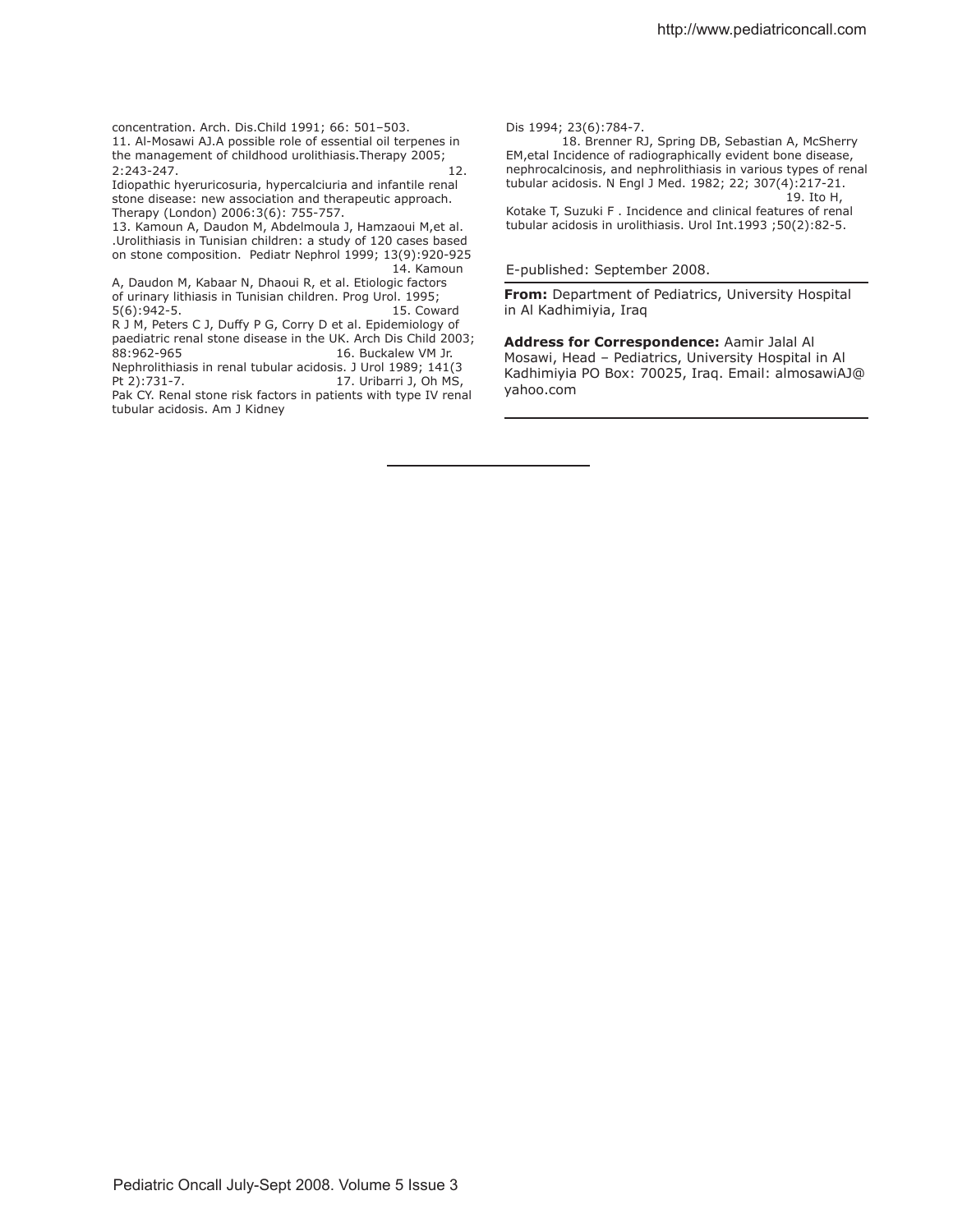concentration. Arch. Dis.Child 1991; 66: 501–503.

11. Al-Mosawi AJ.A possible role of essential oil terpenes in the management of childhood urolithiasis.Therapy 2005; 2:243-247.

12. Idiopathic hyeruricosuria, hypercalciuria and infantile renal stone disease: new association and therapeutic approach. Therapy (London) 2006:3(6): 755-757.

13. Kamoun A, Daudon M, Abdelmoula J, Hamzaoui M,et al. .Urolithiasis in Tunisian children: a study of 120 cases based on stone composition. Pediatr Nephrol 1999; 13(9):920-925

14. Kamoun A, Daudon M, Kabaar N, Dhaoui R, et al. Etiologic factors of urinary lithiasis in Tunisian children. Prog Urol. 1995; 5(6):942-5.

15. Coward R J M, Peters C J, Duffy P G, Corry D et al. Epidemiology of paediatric renal stone disease in the UK. Arch Dis Child 2003; 88:962-965

16. Buckalew VM Jr. Nephrolithiasis in renal tubular acidosis. J Urol 1989; 141(3 Pt 2):731-7.

17. Uribarri J, Oh MS, Pak CY. Renal stone risk factors in patients with type IV renal tubular acidosis. Am J Kidney Dis 1994; 23(6):784-7.

18. Brenner RJ, Spring DB, Sebastian A, McSherry EM,etal Incidence of radiographically evident bone disease, nephrocalcinosis, and nephrolithiasis in various types of renal tubular acidosis. N Engl J Med. 1982; 22; 307(4):217-21.

19. Ito H, Kotake T, Suzuki F . Incidence and clinical features of renal tubular acidosis in urolithiasis. Urol Int.1993 ;50(2):82-5.

E-published: September 2008.

**From:** Department of Pediatrics, University Hospital in Al Kadhimiyia, Iraq

**Address for Correspondence:** Aamir Jalal Al Mosawi, Head – Pediatrics, University Hospital in Al Kadhimiyia PO Box: 70025, Iraq. Email: almosawiAJ@yahoo.com